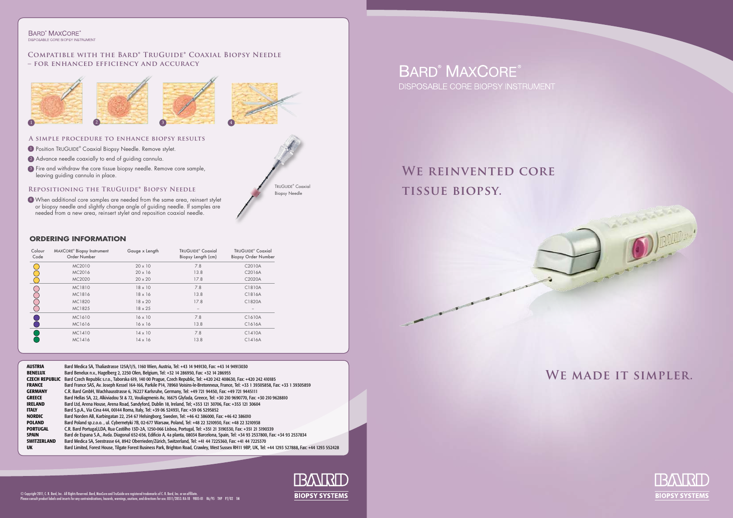BARD® MAXCORE®
DISPOSABLE CORE BIOPSY INSTRUMENT

## Compatible with the Bard® TruGuide® Coaxial Biopsy Needle – for enhanced efficiency and accuracy

### A simple procedure to enhance biopsy results

1. Position TRUGUIDE® Coaxial Biopsy Needle. Remove stylet.
2. Advance needle coaxially to end of guiding cannula.
3. Fire and withdraw the core tissue biopsy needle. Remove core sample, leaving guiding cannula in place.

### Repositioning the TruGuide® Biopsy Needle

4. When additional core samples are needed from the same area, reinsert stylet or biopsy needle and slightly change angle of guiding needle. If samples are needed from a new area, reinsert stylet and reposition coaxial needle.

TRUGUIDE® Coaxial Biopsy Needle

### ORDERING INFORMATION

| Colour Code | MAXCORE® Biopsy Instrument Order Number | Gauge x Length | TRUGUIDE® Coaxial Biopsy Length (cm) | TRUGUIDE® Coaxial Biopsy Order Number |
|---|---|---|---|---|
| | MC2010 | 20 x 10 | 7.8 | C2010A |
| | MC2016 | 20 x 16 | 13.8 | C2016A |
| | MC2020 | 20 x 20 | 17.8 | C2020A |
| | MC1810 | 18 x 10 | 7.8 | C1810A |
| | MC1816 | 18 x 16 | 13.8 | C1816A |
| | MC1820 | 18 x 20 | 17.8 | C1820A |
| | MC1825 | 18 x 25 | – | – |
| | MC1610 | 16 x 10 | 7.8 | C1610A |
| | MC1616 | 16 x 16 | 13.8 | C1616A |
| | MC1410 | 14 x 10 | 7.8 | C1410A |
| | MC1416 | 14 x 16 | 13.8 | C1416A |

**AUSTRIA** Bard Medica SA, Thaliastrasse 125A/1/5, 1160 Wien, Austria, Tel: +43 14 949130, Fax: +43 14 94913030
**BENELUX** Bard Benelux n.v., Hagelberg 2, 2250 Olen, Belgium, Tel: +32 14 286950, Fax: +32 14 286955
**CZECH REPUBLIC** Bard Czech Republic s.r.o., Taborska 619, 140 00 Prague, Czech Republic, Tel: +420 242 408630, Fax: +420 242 410185
**FRANCE** Bard France SAS, Av. Joseph Kessel 164-166, Parkile P14, 78960 Voisins-le-Bretonneux, France, Tel: +33 1 39305858, Fax: +33 1 39305859
**GERMANY** C.R. Bard GmbH, Wachhausstrasse 6, 76227 Karlsruhe, Germany, Tel: +49 721 94450, Fax: +49 721 9445111
**GREECE** Bard Hellas SA, 22, Alkiviadou St & 72, Vouliagmenis Av, 16675 Glyfada, Greece, Tel: +30 210 9690770, Fax: +30 210 9628810
**IRELAND** Bard Ltd, Arena House, Arena Road, Sandyford, Dublin 18, Ireland, Tel; +353 121 30706, Fax: +353 121 30604
**ITALY** Bard S.p.A., Via Cina 444, 00144 Roma, Italy, Tel: +39 06 524931, Fax: +39 06 5295852
**NORDIC** Bard Norden AB, Karbingatan 22, 254 67 Helsingborg, Sweden, Tel: +46 42 386000, Fax: +46 42 386010
**POLAND** Bard Poland sp.z.o.o. , ul. Cybernetyki 7B, 02-677 Warsaw, Poland, Tel: +48 22 3210930, Fax: +48 22 3210938
**PORTUGAL** C.R. Bard Portugal,LDA, Rua Castilho 13D-2A, 1250-066 Lisboa, Portugal, Tel: +351 21 3190330, Fax: +351 21 3190339
**SPAIN** Bard de Espana S.A., Avda. Diagonal 652-656, Edificio A, 4a planta, 08034 Barcelona, Spain, Tel: +34 93 2537800, Fax: +34 93 2537834
**SWITZERLAND** Bard Medica SA, Seestrasse 64, 8942 Oberrieden/Zürich, Switzerland, Tel: +41 44 7225360, Fax: +41 44 7225370
**UK** Bard Limited, Forest House, Tilgate Forest Business Park, Brighton Road, Crawley, West Sussex RH11 9BP, UK, Tel: +44 1293 527888, Fax: +44 1293 552428

© Copyright 2011, C. R. Bard, Inc. All Rights Reserved. Bard, MaxCore and TruGuide are registered trademarks of C. R. Bard, Inc. or an affiliate.
Please consult product labels and inserts for any contraindications, hazards, warnings, cautions, and directions for use. 0511/2853. R4-18 9805-01 R6/95 THP P7/02 1M

BARD BIOPSY SYSTEMS

# BARD® MAXCORE®

DISPOSABLE CORE BIOPSY INSTRUMENT

## We reinvented core tissue biopsy.

## We made it simpler.

BARD BIOPSY SYSTEMS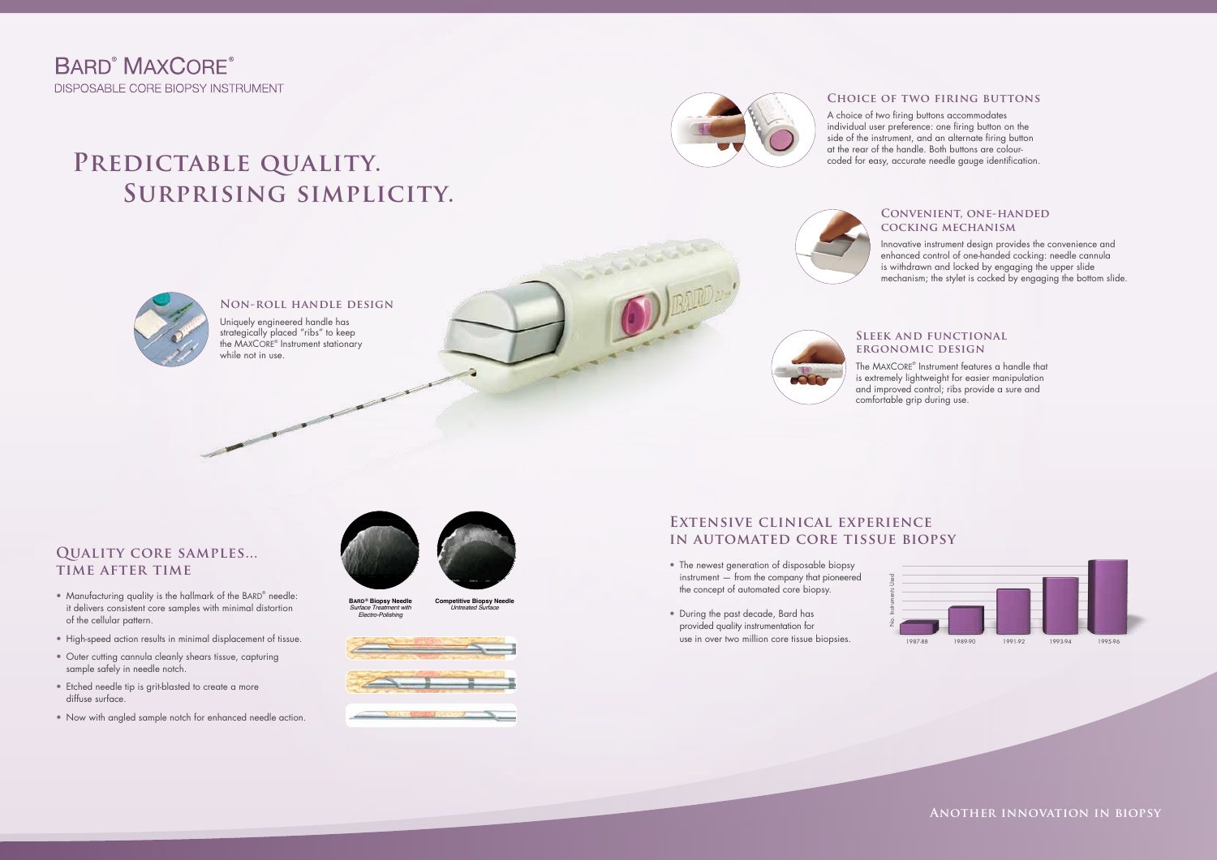# BARD® MAXCORE®

DISPOSABLE CORE BIOPSY INSTRUMENT

# PREDICTABLE QUALITY. SURPRISING SIMPLICITY.

### CHOICE OF TWO FIRING BUTTONS

A choice of two firing buttons accommodates individual user preference: one firing button on the side of the instrument, and an alternate firing button at the rear of the handle. Both buttons are colour-coded for easy, accurate needle gauge identification.

### CONVENIENT, ONE-HANDED COCKING MECHANISM

Innovative instrument design provides the convenience and enhanced control of one-handed cocking: needle cannula is withdrawn and locked by engaging the upper slide mechanism; the stylet is cocked by engaging the bottom slide.

### NON-ROLL HANDLE DESIGN

Uniquely engineered handle has strategically placed "ribs" to keep the MAXCORE® Instrument stationary while not in use.

### SLEEK AND FUNCTIONAL ERGONOMIC DESIGN

The MAXCORE® Instrument features a handle that is extremely lightweight for easier manipulation and improved control; ribs provide a sure and comfortable grip during use.

## QUALITY CORE SAMPLES... TIME AFTER TIME

- Manufacturing quality is the hallmark of the BARD® needle: it delivers consistent core samples with minimal distortion of the cellular pattern.
- High-speed action results in minimal displacement of tissue.
- Outer cutting cannula cleanly shears tissue, capturing sample safely in needle notch.
- Etched needle tip is grit-blasted to create a more diffuse surface.
- Now with angled sample notch for enhanced needle action.

**BARD® Biopsy Needle**
*Surface Treatment with Electro-Polishing*

**Competitive Biopsy Needle**
*Untreated Surface*

## EXTENSIVE CLINICAL EXPERIENCE IN AUTOMATED CORE TISSUE BIOPSY

- The newest generation of disposable biopsy instrument — from the company that pioneered the concept of automated core biopsy.
- During the past decade, Bard has provided quality instrumentation for use in over two million core tissue biopsies.

No. Instruments Used

1987-88
1989-90
1991-92
1993-94
1995-96

ANOTHER INNOVATION IN BIOPSY